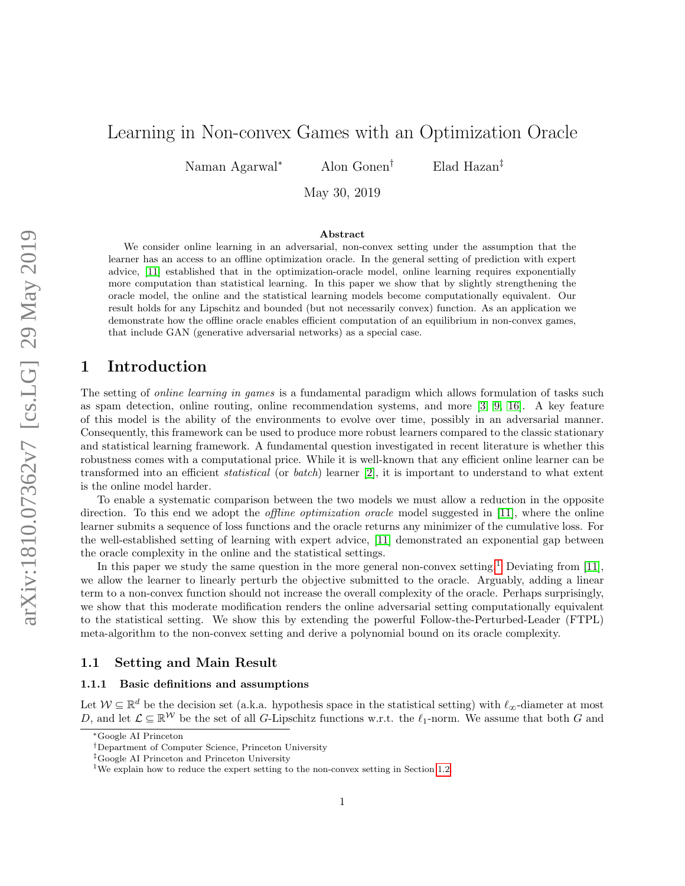# Learning in Non-convex Games with an Optimization Oracle

Naman Agarwal* Alon Gonen[†] Elad Hazan[‡]

May 30, 2019

**Abstract**

We consider online learning in an adversarial, non-convex setting under the assumption that the learner has an access to an offline optimization oracle. In the general setting of prediction with expert advice, [11] established that in the optimization-oracle model, online learning requires exponentially more computation than statistical learning. In this paper we show that by slightly strengthening the oracle model, the online and the statistical learning models become computationally equivalent. Our result holds for any Lipschitz and bounded (but not necessarily convex) function. As an application we demonstrate how the offline oracle enables efficient computation of an equilibrium in non-convex games, that include GAN (generative adversarial networks) as a special case.

## 1 Introduction

The setting of *online learning in games* is a fundamental paradigm which allows formulation of tasks such as spam detection, online routing, online recommendation systems, and more [3, 9, 16]. A key feature of this model is the ability of the environments to evolve over time, possibly in an adversarial manner. Consequently, this framework can be used to produce more robust learners compared to the classic stationary and statistical learning framework. A fundamental question investigated in recent literature is whether this robustness comes with a computational price. While it is well-known that any efficient online learner can be transformed into an efficient *statistical* (or *batch*) learner [2], it is important to understand to what extent is the online model harder.

To enable a systematic comparison between the two models we must allow a reduction in the opposite direction. To this end we adopt the *offline optimization oracle* model suggested in [11], where the online learner submits a sequence of loss functions and the oracle returns any minimizer of the cumulative loss. For the well-established setting of learning with expert advice, [11] demonstrated an exponential gap between the oracle complexity in the online and the statistical settings.

In this paper we study the same question in the more general non-convex setting.[1] Deviating from [11], we allow the learner to linearly perturb the objective submitted to the oracle. Arguably, adding a linear term to a non-convex function should not increase the overall complexity of the oracle. Perhaps surprisingly, we show that this moderate modification renders the online adversarial setting computationally equivalent to the statistical setting. We show this by extending the powerful Follow-the-Perturbed-Leader (FTPL) meta-algorithm to the non-convex setting and derive a polynomial bound on its oracle complexity.

### 1.1 Setting and Main Result

#### 1.1.1 Basic definitions and assumptions

Let $\mathcal{W} \subseteq \mathbb{R}^d$ be the decision set (a.k.a. hypothesis space in the statistical setting) with $\ell_\infty$-diameter at most $D$, and let $\mathcal{L} \subseteq \mathbb{R}^{\mathcal{W}}$ be the set of all $G$-Lipschitz functions w.r.t. the $\ell_1$-norm. We assume that both $G$ and

---

*Google AI Princeton

[†]Department of Computer Science, Princeton University

[‡]Google AI Princeton and Princeton University

[1]We explain how to reduce the expert setting to the non-convex setting in Section 1.2.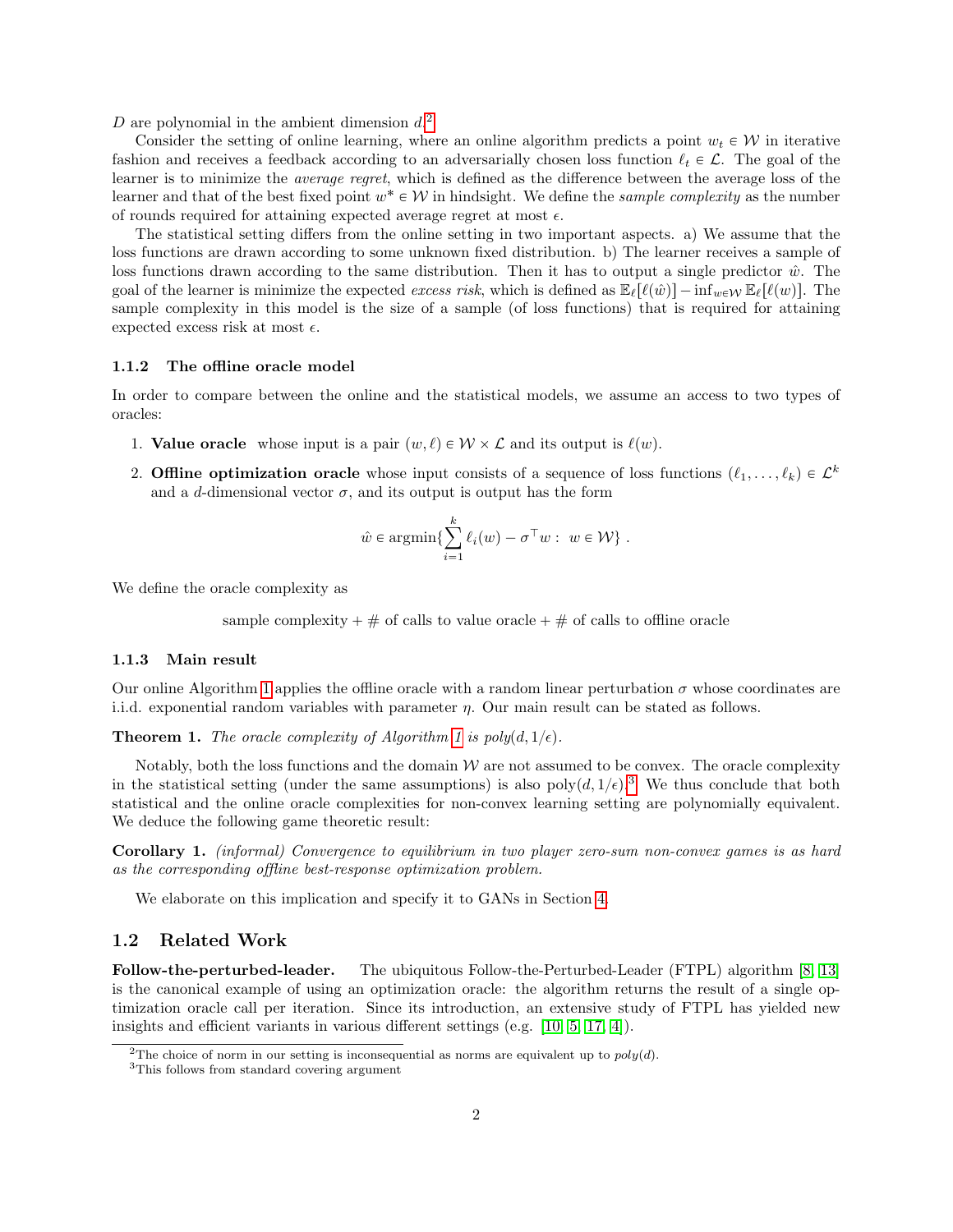$D$ are polynomial in the ambient dimension $d$.[2]

Consider the setting of online learning, where an online algorithm predicts a point $w_t \in \mathcal{W}$ in iterative fashion and receives a feedback according to an adversarially chosen loss function $\ell_t \in \mathcal{L}$. The goal of the learner is to minimize the *average regret*, which is defined as the difference between the average loss of the learner and that of the best fixed point $w^* \in \mathcal{W}$ in hindsight. We define the *sample complexity* as the number of rounds required for attaining expected average regret at most $\epsilon$.

The statistical setting differs from the online setting in two important aspects. a) We assume that the loss functions are drawn according to some unknown fixed distribution. b) The learner receives a sample of loss functions drawn according to the same distribution. Then it has to output a single predictor $\hat{w}$. The goal of the learner is minimize the expected *excess risk*, which is defined as $\mathbb{E}_\ell[\ell(\hat{w})] - \inf_{w \in \mathcal{W}} \mathbb{E}_\ell[\ell(w)]$. The sample complexity in this model is the size of a sample (of loss functions) that is required for attaining expected excess risk at most $\epsilon$.

### 1.1.2 The offline oracle model

In order to compare between the online and the statistical models, we assume an access to two types of oracles:

1. **Value oracle** whose input is a pair $(w, \ell) \in \mathcal{W} \times \mathcal{L}$ and its output is $\ell(w)$.
2. **Offline optimization oracle** whose input consists of a sequence of loss functions $(\ell_1, \ldots, \ell_k) \in \mathcal{L}^k$ and a $d$-dimensional vector $\sigma$, and its output is output has the form

$$\hat{w} \in \operatorname{argmin}\{\sum_{i=1}^{k} \ell_i(w) - \sigma^\top w : \ w \in \mathcal{W}\} \ .$$

We define the oracle complexity as

$$\text{sample complexity} + \#\text{ of calls to value oracle} + \#\text{ of calls to offline oracle}$$

### 1.1.3 Main result

Our online Algorithm 1 applies the offline oracle with a random linear perturbation $\sigma$ whose coordinates are i.i.d. exponential random variables with parameter $\eta$. Our main result can be stated as follows.

**Theorem 1.** *The oracle complexity of Algorithm 1 is poly$(d, 1/\epsilon)$.*

Notably, both the loss functions and the domain $\mathcal{W}$ are not assumed to be convex. The oracle complexity in the statistical setting (under the same assumptions) is also $\text{poly}(d, 1/\epsilon)$.[3] We thus conclude that both statistical and the online oracle complexities for non-convex learning setting are polynomially equivalent. We deduce the following game theoretic result:

**Corollary 1.** *(informal) Convergence to equilibrium in two player zero-sum non-convex games is as hard as the corresponding offline best-response optimization problem.*

We elaborate on this implication and specify it to GANs in Section 4.

## 1.2 Related Work

**Follow-the-perturbed-leader.** The ubiquitous Follow-the-Perturbed-Leader (FTPL) algorithm [8, 13] is the canonical example of using an optimization oracle: the algorithm returns the result of a single optimization oracle call per iteration. Since its introduction, an extensive study of FTPL has yielded new insights and efficient variants in various different settings (e.g. [10, 5, 17, 4]).

---

[2] The choice of norm in our setting is inconsequential as norms are equivalent up to $poly(d)$.

[3] This follows from standard covering argument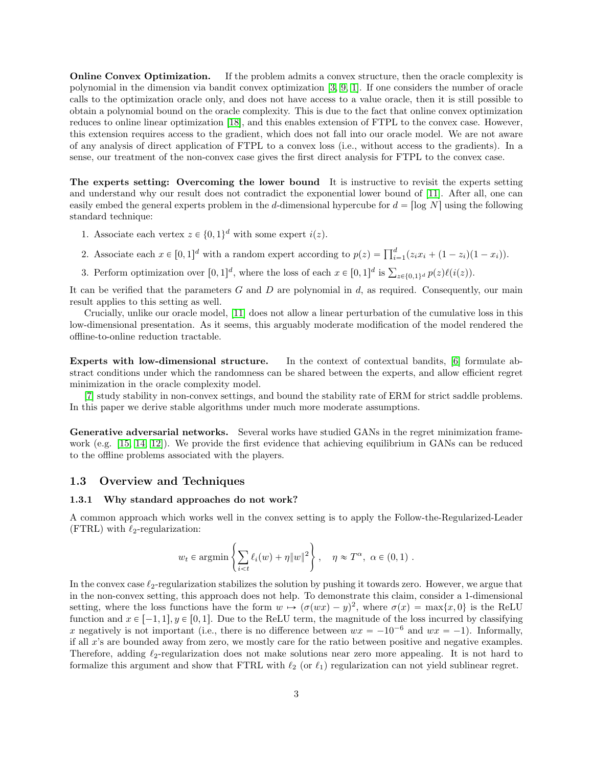**Online Convex Optimization.** If the problem admits a convex structure, then the oracle complexity is polynomial in the dimension via bandit convex optimization [3, 9, 1]. If one considers the number of oracle calls to the optimization oracle only, and does not have access to a value oracle, then it is still possible to obtain a polynomial bound on the oracle complexity. This is due to the fact that online convex optimization reduces to online linear optimization [18], and this enables extension of FTPL to the convex case. However, this extension requires access to the gradient, which does not fall into our oracle model. We are not aware of any analysis of direct application of FTPL to a convex loss (i.e., without access to the gradients). In a sense, our treatment of the non-convex case gives the first direct analysis for FTPL to the convex case.

**The experts setting: Overcoming the lower bound** It is instructive to revisit the experts setting and understand why our result does not contradict the exponential lower bound of [11]. After all, one can easily embed the general experts problem in the $d$-dimensional hypercube for $d = \lceil \log N \rceil$ using the following standard technique:

1. Associate each vertex $z \in \{0,1\}^d$ with some expert $i(z)$.
2. Associate each $x \in [0,1]^d$ with a random expert according to $p(z) = \prod_{i=1}^d (z_i x_i + (1-z_i)(1-x_i))$.
3. Perform optimization over $[0,1]^d$, where the loss of each $x \in [0,1]^d$ is $\sum_{z \in \{0,1\}^d} p(z)\ell(i(z))$.

It can be verified that the parameters $G$ and $D$ are polynomial in $d$, as required. Consequently, our main result applies to this setting as well.

Crucially, unlike our oracle model, [11] does not allow a linear perturbation of the cumulative loss in this low-dimensional presentation. As it seems, this arguably moderate modification of the model rendered the offline-to-online reduction tractable.

**Experts with low-dimensional structure.** In the context of contextual bandits, [6] formulate abstract conditions under which the randomness can be shared between the experts, and allow efficient regret minimization in the oracle complexity model.

[7] study stability in non-convex settings, and bound the stability rate of ERM for strict saddle problems. In this paper we derive stable algorithms under much more moderate assumptions.

**Generative adversarial networks.** Several works have studied GANs in the regret minimization framework (e.g. [15, 14, 12]). We provide the first evidence that achieving equilibrium in GANs can be reduced to the offline problems associated with the players.

## 1.3 Overview and Techniques

### 1.3.1 Why standard approaches do not work?

A common approach which works well in the convex setting is to apply the Follow-the-Regularized-Leader (FTRL) with $\ell_2$-regularization:

$$w_t \in \operatorname{argmin}\left\{\sum_{i<t} \ell_i(w) + \eta\|w\|^2\right\}, \quad \eta \approx T^\alpha,\ \alpha \in (0,1)\ .$$

In the convex case $\ell_2$-regularization stabilizes the solution by pushing it towards zero. However, we argue that in the non-convex setting, this approach does not help. To demonstrate this claim, consider a 1-dimensional setting, where the loss functions have the form $w \mapsto (\sigma(wx) - y)^2$, where $\sigma(x) = \max\{x, 0\}$ is the ReLU function and $x \in [-1,1], y \in [0,1]$. Due to the ReLU term, the magnitude of the loss incurred by classifying $x$ negatively is not important (i.e., there is no difference between $wx = -10^{-6}$ and $wx = -1$). Informally, if all $x$'s are bounded away from zero, we mostly care for the ratio between positive and negative examples. Therefore, adding $\ell_2$-regularization does not make solutions near zero more appealing. It is not hard to formalize this argument and show that FTRL with $\ell_2$ (or $\ell_1$) regularization can not yield sublinear regret.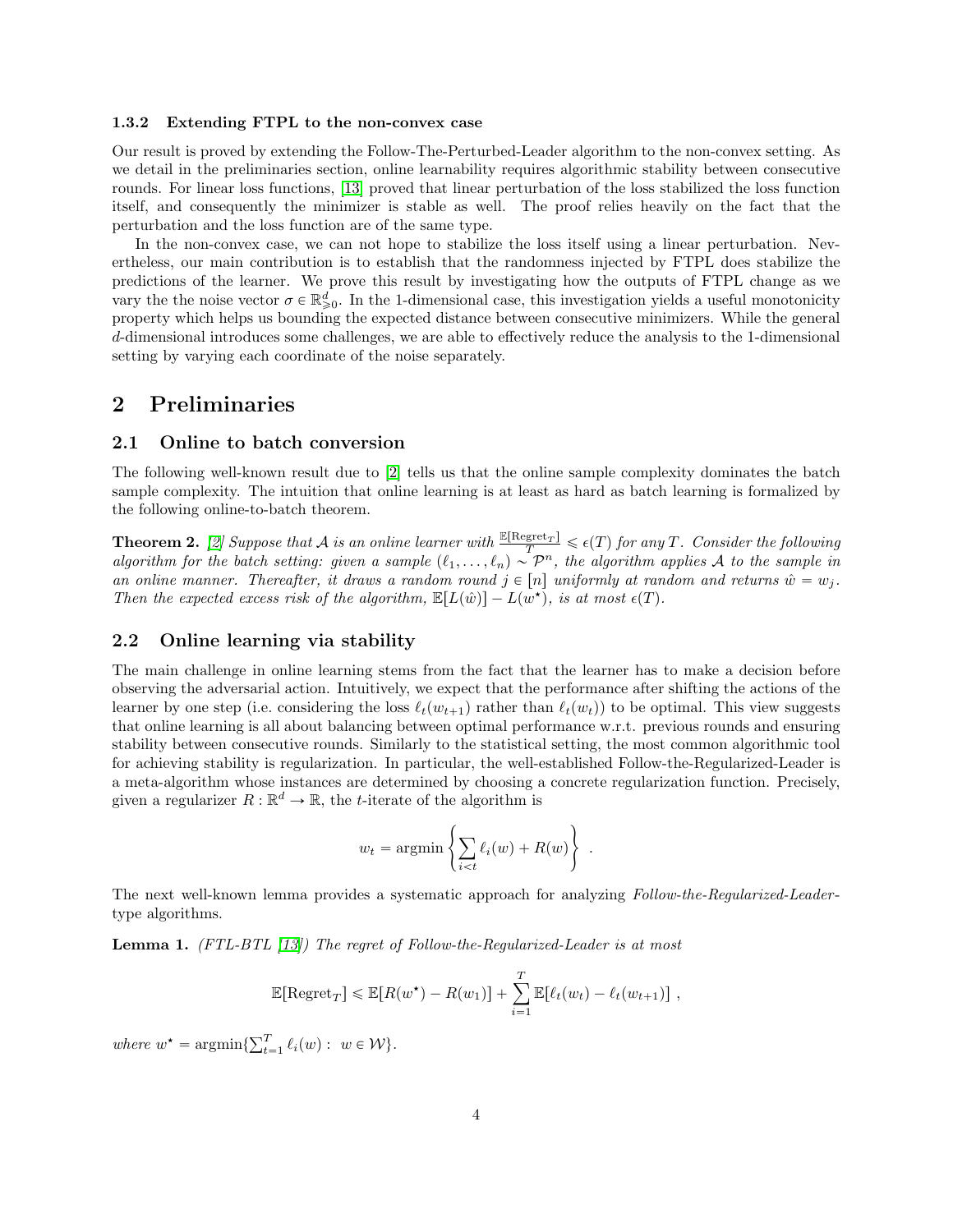### 1.3.2 Extending FTPL to the non-convex case

Our result is proved by extending the Follow-The-Perturbed-Leader algorithm to the non-convex setting. As we detail in the preliminaries section, online learnability requires algorithmic stability between consecutive rounds. For linear loss functions, [13] proved that linear perturbation of the loss stabilized the loss function itself, and consequently the minimizer is stable as well. The proof relies heavily on the fact that the perturbation and the loss function are of the same type.

In the non-convex case, we can not hope to stabilize the loss itself using a linear perturbation. Nevertheless, our main contribution is to establish that the randomness injected by FTPL does stabilize the predictions of the learner. We prove this result by investigating how the outputs of FTPL change as we vary the the noise vector $\sigma \in \mathbb{R}^d_{\geqslant 0}$. In the 1-dimensional case, this investigation yields a useful monotonicity property which helps us bounding the expected distance between consecutive minimizers. While the general $d$-dimensional introduces some challenges, we are able to effectively reduce the analysis to the 1-dimensional setting by varying each coordinate of the noise separately.

# 2 Preliminaries

## 2.1 Online to batch conversion

The following well-known result due to [2] tells us that the online sample complexity dominates the batch sample complexity. The intuition that online learning is at least as hard as batch learning is formalized by the following online-to-batch theorem.

**Theorem 2.** *[2] Suppose that $\mathcal{A}$ is an online learner with $\frac{\mathbb{E}[\mathrm{Regret}_T]}{T} \leqslant \epsilon(T)$ for any $T$. Consider the following algorithm for the batch setting: given a sample $(\ell_1, \ldots, \ell_n) \sim \mathcal{P}^n$, the algorithm applies $\mathcal{A}$ to the sample in an online manner. Thereafter, it draws a random round $j \in [n]$ uniformly at random and returns $\hat{w} = w_j$. Then the expected excess risk of the algorithm, $\mathbb{E}[L(\hat{w})] - L(w^\star)$, is at most $\epsilon(T)$.*

## 2.2 Online learning via stability

The main challenge in online learning stems from the fact that the learner has to make a decision before observing the adversarial action. Intuitively, we expect that the performance after shifting the actions of the learner by one step (i.e. considering the loss $\ell_t(w_{t+1})$ rather than $\ell_t(w_t)$) to be optimal. This view suggests that online learning is all about balancing between optimal performance w.r.t. previous rounds and ensuring stability between consecutive rounds. Similarly to the statistical setting, the most common algorithmic tool for achieving stability is regularization. In particular, the well-established Follow-the-Regularized-Leader is a meta-algorithm whose instances are determined by choosing a concrete regularization function. Precisely, given a regularizer $R : \mathbb{R}^d \to \mathbb{R}$, the $t$-iterate of the algorithm is

$$w_t = \operatorname{argmin} \left\{ \sum_{i<t} \ell_i(w) + R(w) \right\} \ .$$

The next well-known lemma provides a systematic approach for analyzing *Follow-the-Regularized-Leader*-type algorithms.

**Lemma 1.** *(FTL-BTL [13]) The regret of Follow-the-Regularized-Leader is at most*

$$\mathbb{E}[\mathrm{Regret}_T] \leqslant \mathbb{E}[R(w^\star) - R(w_1)] + \sum_{i=1}^{T} \mathbb{E}[\ell_t(w_t) - \ell_t(w_{t+1})] \ ,$$

*where $w^\star = \operatorname{argmin}\{\sum_{t=1}^T \ell_i(w) : \ w \in \mathcal{W}\}$.*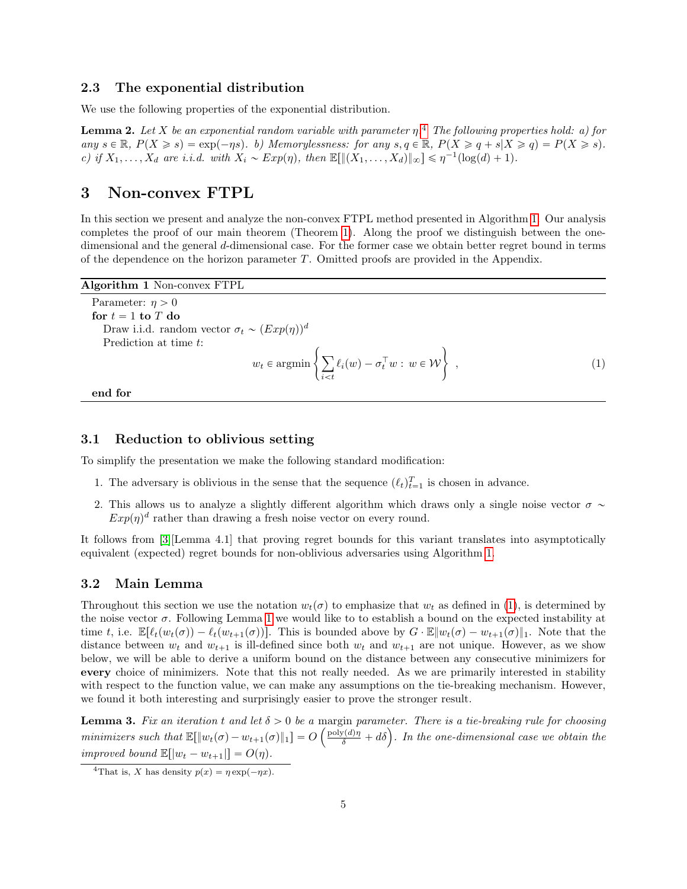### 2.3 The exponential distribution

We use the following properties of the exponential distribution.

**Lemma 2.** *Let $X$ be an exponential random variable with parameter $\eta$.*[4] *The following properties hold: a) for any $s \in \mathbb{R}$, $P(X \geqslant s) = \exp(-\eta s)$. b) Memorylessness: for any $s, q \in \mathbb{R}$, $P(X \geqslant q + s | X \geqslant q) = P(X \geqslant s)$. c) if $X_1, \ldots, X_d$ are i.i.d. with $X_i \sim Exp(\eta)$, then $\mathbb{E}[\|(X_1, \ldots, X_d)\|_\infty] \leqslant \eta^{-1}(\log(d) + 1)$.*

# 3 Non-convex FTPL

In this section we present and analyze the non-convex FTPL method presented in Algorithm 1. Our analysis completes the proof of our main theorem (Theorem 1). Along the proof we distinguish between the one-dimensional and the general $d$-dimensional case. For the former case we obtain better regret bound in terms of the dependence on the horizon parameter $T$. Omitted proofs are provided in the Appendix.

**Algorithm 1** Non-convex FTPL

```
Parameter: η > 0
for t = 1 to T do
    Draw i.i.d. random vector σ_t ~ (Exp(η))^d
    Prediction at time t:
```

$$w_t \in \operatorname{argmin} \left\{ \sum_{i<t} \ell_i(w) - \sigma_t^\top w : \; w \in \mathcal{W} \right\} , \tag{1}$$

```
end for
```

### 3.1 Reduction to oblivious setting

To simplify the presentation we make the following standard modification:

1. The adversary is oblivious in the sense that the sequence $(\ell_t)_{t=1}^T$ is chosen in advance.
2. This allows us to analyze a slightly different algorithm which draws only a single noise vector $\sigma \sim Exp(\eta)^d$ rather than drawing a fresh noise vector on every round.

It follows from [3][Lemma 4.1] that proving regret bounds for this variant translates into asymptotically equivalent (expected) regret bounds for non-oblivious adversaries using Algorithm 1.

### 3.2 Main Lemma

Throughout this section we use the notation $w_t(\sigma)$ to emphasize that $w_t$ as defined in (1), is determined by the noise vector $\sigma$. Following Lemma 1 we would like to to establish a bound on the expected instability at time $t$, i.e. $\mathbb{E}[\ell_t(w_t(\sigma)) - \ell_t(w_{t+1}(\sigma))]$. This is bounded above by $G \cdot \mathbb{E}\|w_t(\sigma) - w_{t+1}(\sigma)\|_1$. Note that the distance between $w_t$ and $w_{t+1}$ is ill-defined since both $w_t$ and $w_{t+1}$ are not unique. However, as we show below, we will be able to derive a uniform bound on the distance between any consecutive minimizers for **every** choice of minimizers. Note that this not really needed. As we are primarily interested in stability with respect to the function value, we can make any assumptions on the tie-breaking mechanism. However, we found it both interesting and surprisingly easier to prove the stronger result.

**Lemma 3.** *Fix an iteration $t$ and let $\delta > 0$ be a* margin *parameter. There is a tie-breaking rule for choosing minimizers such that $\mathbb{E}[\|w_t(\sigma) - w_{t+1}(\sigma)\|_1] = O\left(\frac{\text{poly}(d)\eta}{\delta} + d\delta\right)$. In the one-dimensional case we obtain the improved bound $\mathbb{E}[|w_t - w_{t+1}|] = O(\eta)$.*

[4] That is, $X$ has density $p(x) = \eta \exp(-\eta x)$.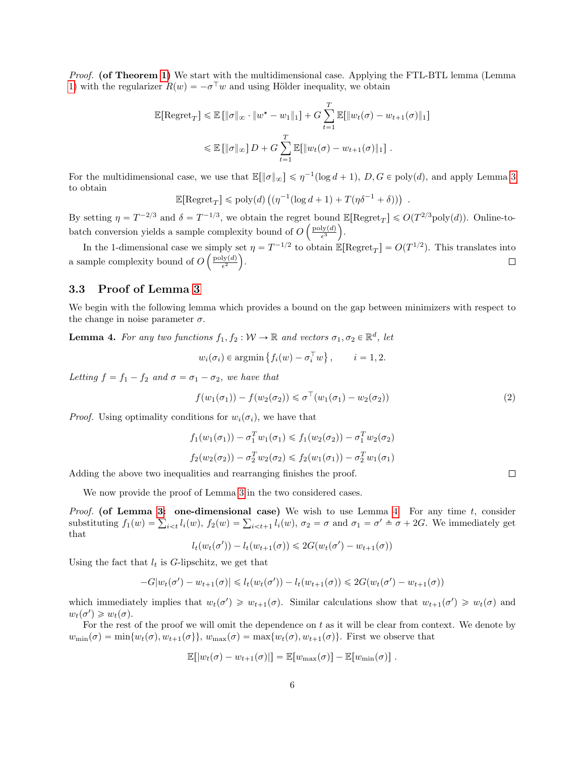*Proof.* **(of Theorem 1)** We start with the multidimensional case. Applying the FTL-BTL lemma (Lemma 1) with the regularizer $R(w) = -\sigma^\top w$ and using Hölder inequality, we obtain

$$\mathbb{E}[\text{Regret}_T] \leqslant \mathbb{E}\left[\|\sigma\|_\infty \cdot \|w^\star - w_1\|_1\right] + G\sum_{t=1}^{T}\mathbb{E}[\|w_t(\sigma) - w_{t+1}(\sigma)\|_1]$$

$$\leqslant \mathbb{E}\left[\|\sigma\|_\infty\right] D + G\sum_{t=1}^{T}\mathbb{E}[\|w_t(\sigma) - w_{t+1}(\sigma)\|_1] \, .$$

For the multidimensional case, we use that $\mathbb{E}[\|\sigma\|_\infty] \leqslant \eta^{-1}(\log d + 1)$, $D, G \in \text{poly}(d)$, and apply Lemma 3 to obtain

$$\mathbb{E}[\text{Regret}_T] \leqslant \text{poly}(d)\left((\eta^{-1}(\log d + 1) + T(\eta\delta^{-1} + \delta))\right) \, .$$

By setting $\eta = T^{-2/3}$ and $\delta = T^{-1/3}$, we obtain the regret bound $\mathbb{E}[\text{Regret}_T] \leqslant O(T^{2/3}\text{poly}(d))$. Online-to-batch conversion yields a sample complexity bound of $O\left(\frac{\text{poly}(d)}{\epsilon^3}\right)$.

In the 1-dimensional case we simply set $\eta = T^{-1/2}$ to obtain $\mathbb{E}[\text{Regret}_T] = O(T^{1/2})$. This translates into a sample complexity bound of $O\left(\frac{\text{poly}(d)}{\epsilon^2}\right)$. ◻

### 3.3 Proof of Lemma 3

We begin with the following lemma which provides a bound on the gap between minimizers with respect to the change in noise parameter $\sigma$.

**Lemma 4.** *For any two functions $f_1, f_2 : \mathcal{W} \to \mathbb{R}$ and vectors $\sigma_1, \sigma_2 \in \mathbb{R}^d$, let*

$$w_i(\sigma_i) \in \text{argmin}\left\{f_i(w) - \sigma_i^\top w\right\}, \qquad i = 1, 2.$$

*Letting $f = f_1 - f_2$ and $\sigma = \sigma_1 - \sigma_2$, we have that*

$$f(w_1(\sigma_1)) - f(w_2(\sigma_2)) \leqslant \sigma^\top(w_1(\sigma_1) - w_2(\sigma_2)) \tag{2}$$

*Proof.* Using optimality conditions for $w_i(\sigma_i)$, we have that

$$f_1(w_1(\sigma_1)) - \sigma_1^T w_1(\sigma_1) \leqslant f_1(w_2(\sigma_2)) - \sigma_1^T w_2(\sigma_2)$$

$$f_2(w_2(\sigma_2)) - \sigma_2^T w_2(\sigma_2) \leqslant f_2(w_1(\sigma_1)) - \sigma_2^T w_1(\sigma_1)$$

Adding the above two inequalities and rearranging finishes the proof. ◻

We now provide the proof of Lemma 3 in the two considered cases.

*Proof.* **(of Lemma 3: one-dimensional case)** We wish to use Lemma 4. For any time $t$, consider substituting $f_1(w) = \sum_{i<t} l_i(w)$, $f_2(w) = \sum_{i<t+1} l_i(w)$, $\sigma_2 = \sigma$ and $\sigma_1 = \sigma' \triangleq \sigma + 2G$. We immediately get that

$$l_t(w_t(\sigma')) - l_t(w_{t+1}(\sigma)) \leqslant 2G(w_t(\sigma') - w_{t+1}(\sigma))$$

Using the fact that $l_t$ is $G$-lipschitz, we get that

$$-G|w_t(\sigma') - w_{t+1}(\sigma)| \leqslant l_t(w_t(\sigma')) - l_t(w_{t+1}(\sigma)) \leqslant 2G(w_t(\sigma') - w_{t+1}(\sigma))$$

which immediately implies that $w_t(\sigma') \geqslant w_{t+1}(\sigma)$. Similar calculations show that $w_{t+1}(\sigma') \geqslant w_t(\sigma)$ and $w_t(\sigma') \geqslant w_t(\sigma)$.

For the rest of the proof we will omit the dependence on $t$ as it will be clear from context. We denote by $w_{\min}(\sigma) = \min\{w_t(\sigma), w_{t+1}(\sigma)\}$, $w_{\max}(\sigma) = \max\{w_t(\sigma), w_{t+1}(\sigma)\}$. First we observe that

$$\mathbb{E}[|w_t(\sigma) - w_{t+1}(\sigma)|] = \mathbb{E}[w_{\max}(\sigma)] - \mathbb{E}[w_{\min}(\sigma)] \, .$$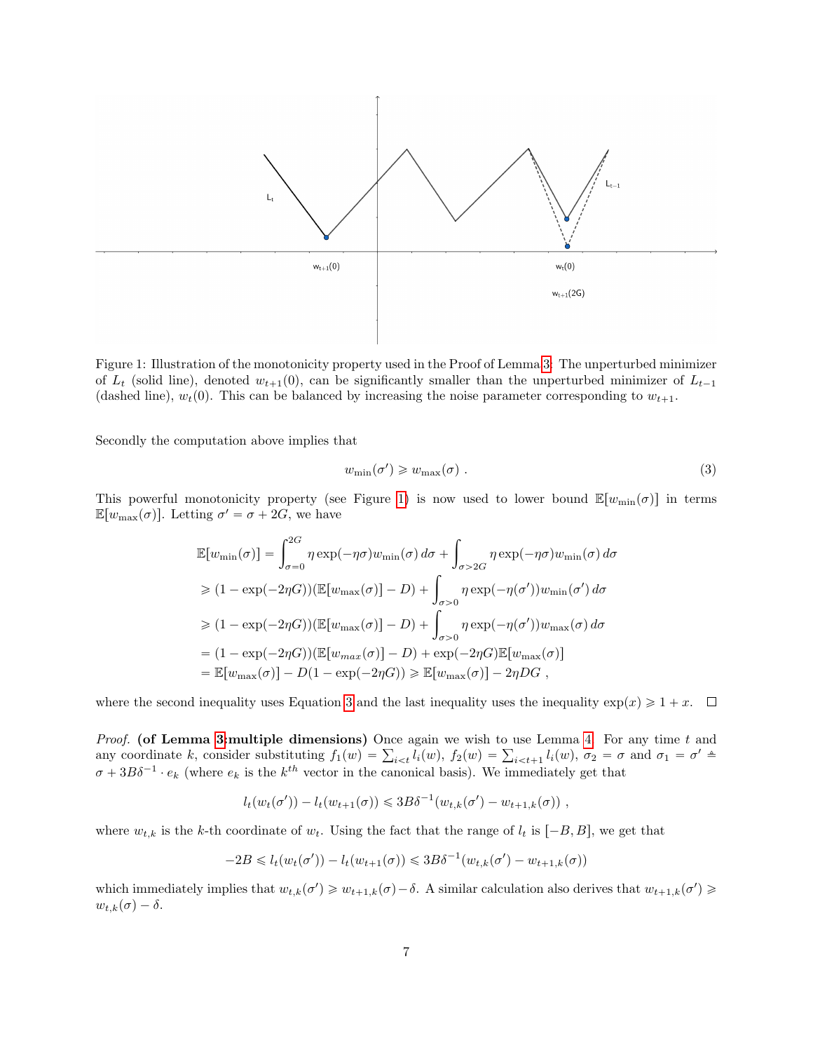Figure 1: Illustration of the monotonicity property used in the Proof of Lemma 3: The unperturbed minimizer of $L_t$ (solid line), denoted $w_{t+1}(0)$, can be significantly smaller than the unperturbed minimizer of $L_{t-1}$ (dashed line), $w_t(0)$. This can be balanced by increasing the noise parameter corresponding to $w_{t+1}$.

Secondly the computation above implies that

$$w_{\min}(\sigma') \geqslant w_{\max}(\sigma) \ . \tag{3}$$

This powerful monotonicity property (see Figure 1) is now used to lower bound $\mathbb{E}[w_{\min}(\sigma)]$ in terms $\mathbb{E}[w_{\max}(\sigma)]$. Letting $\sigma' = \sigma + 2G$, we have

$$\begin{aligned}
\mathbb{E}[w_{\min}(\sigma)] &= \int_{\sigma=0}^{2G} \eta \exp(-\eta\sigma) w_{\min}(\sigma)\, d\sigma + \int_{\sigma > 2G} \eta \exp(-\eta\sigma) w_{\min}(\sigma)\, d\sigma \\
&\geqslant (1 - \exp(-2\eta G))(\mathbb{E}[w_{\max}(\sigma)] - D) + \int_{\sigma>0} \eta \exp(-\eta(\sigma')) w_{\min}(\sigma')\, d\sigma \\
&\geqslant (1 - \exp(-2\eta G))(\mathbb{E}[w_{\max}(\sigma)] - D) + \int_{\sigma>0} \eta \exp(-\eta(\sigma')) w_{\max}(\sigma)\, d\sigma \\
&= (1 - \exp(-2\eta G))(\mathbb{E}[w_{max}(\sigma)] - D) + \exp(-2\eta G)\mathbb{E}[w_{\max}(\sigma)] \\
&= \mathbb{E}[w_{\max}(\sigma)] - D(1 - \exp(-2\eta G)) \geqslant \mathbb{E}[w_{\max}(\sigma)] - 2\eta DG \ ,
\end{aligned}$$

where the second inequality uses Equation 3 and the last inequality uses the inequality $\exp(x) \geqslant 1 + x$. □

*Proof.* **(of Lemma 3:multiple dimensions)** Once again we wish to use Lemma 4. For any time $t$ and any coordinate $k$, consider substituting $f_1(w) = \sum_{i<t} l_i(w)$, $f_2(w) = \sum_{i<t+1} l_i(w)$, $\sigma_2 = \sigma$ and $\sigma_1 = \sigma' \triangleq \sigma + 3B\delta^{-1} \cdot e_k$ (where $e_k$ is the $k^{th}$ vector in the canonical basis). We immediately get that

$$l_t(w_t(\sigma')) - l_t(w_{t+1}(\sigma)) \leqslant 3B\delta^{-1}(w_{t,k}(\sigma') - w_{t+1,k}(\sigma)) \ ,$$

where $w_{t,k}$ is the $k$-th coordinate of $w_t$. Using the fact that the range of $l_t$ is $[-B, B]$, we get that

$$-2B \leqslant l_t(w_t(\sigma')) - l_t(w_{t+1}(\sigma)) \leqslant 3B\delta^{-1}(w_{t,k}(\sigma') - w_{t+1,k}(\sigma))$$

which immediately implies that $w_{t,k}(\sigma') \geqslant w_{t+1,k}(\sigma) - \delta$. A similar calculation also derives that $w_{t+1,k}(\sigma') \geqslant w_{t,k}(\sigma) - \delta$.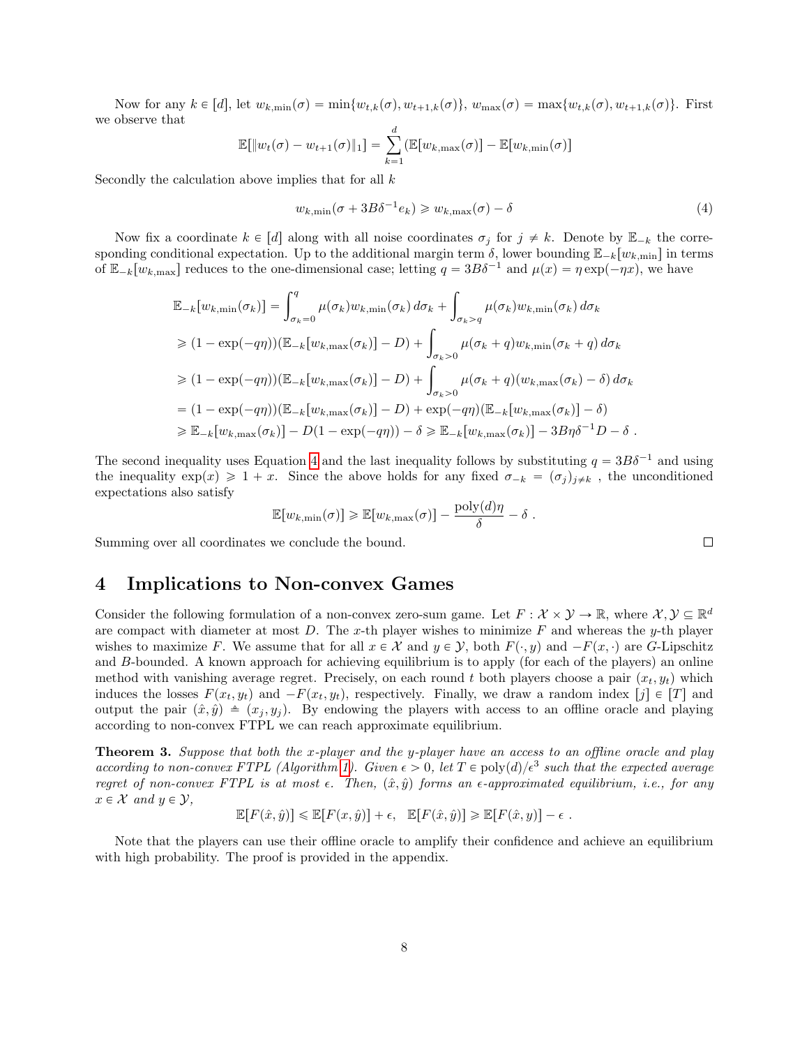Now for any $k \in [d]$, let $w_{k,\min}(\sigma) = \min\{w_{t,k}(\sigma), w_{t+1,k}(\sigma)\}$, $w_{\max}(\sigma) = \max\{w_{t,k}(\sigma), w_{t+1,k}(\sigma)\}$. First we observe that

$$\mathbb{E}[\|w_t(\sigma) - w_{t+1}(\sigma)\|_1] = \sum_{k=1}^{d} (\mathbb{E}[w_{k,\max}(\sigma)] - \mathbb{E}[w_{k,\min}(\sigma)]$$

Secondly the calculation above implies that for all $k$

$$w_{k,\min}(\sigma + 3B\delta^{-1}e_k) \geqslant w_{k,\max}(\sigma) - \delta \tag{4}$$

Now fix a coordinate $k \in [d]$ along with all noise coordinates $\sigma_j$ for $j \neq k$. Denote by $\mathbb{E}_{-k}$ the corresponding conditional expectation. Up to the additional margin term $\delta$, lower bounding $\mathbb{E}_{-k}[w_{k,\min}]$ in terms of $\mathbb{E}_{-k}[w_{k,\max}]$ reduces to the one-dimensional case; letting $q = 3B\delta^{-1}$ and $\mu(x) = \eta \exp(-\eta x)$, we have

$$\begin{aligned}
\mathbb{E}_{-k}[w_{k,\min}(\sigma_k)] &= \int_{\sigma_k=0}^{q} \mu(\sigma_k) w_{k,\min}(\sigma_k)\, d\sigma_k + \int_{\sigma_k > q} \mu(\sigma_k) w_{k,\min}(\sigma_k)\, d\sigma_k \\
&\geqslant (1 - \exp(-q\eta))(\mathbb{E}_{-k}[w_{k,\max}(\sigma_k)] - D) + \int_{\sigma_k > 0} \mu(\sigma_k + q) w_{k,\min}(\sigma_k + q)\, d\sigma_k \\
&\geqslant (1 - \exp(-q\eta))(\mathbb{E}_{-k}[w_{k,\max}(\sigma_k)] - D) + \int_{\sigma_k > 0} \mu(\sigma_k + q)(w_{k,\max}(\sigma_k) - \delta)\, d\sigma_k \\
&= (1 - \exp(-q\eta))(\mathbb{E}_{-k}[w_{k,\max}(\sigma_k)] - D) + \exp(-q\eta)(\mathbb{E}_{-k}[w_{k,\max}(\sigma_k)] - \delta) \\
&\geqslant \mathbb{E}_{-k}[w_{k,\max}(\sigma_k)] - D(1 - \exp(-q\eta)) - \delta \geqslant \mathbb{E}_{-k}[w_{k,\max}(\sigma_k)] - 3B\eta\delta^{-1}D - \delta \ .
\end{aligned}$$

The second inequality uses Equation 4 and the last inequality follows by substituting $q = 3B\delta^{-1}$ and using the inequality $\exp(x) \geqslant 1 + x$. Since the above holds for any fixed $\sigma_{-k} = (\sigma_j)_{j \neq k}$ , the unconditioned expectations also satisfy

$$\mathbb{E}[w_{k,\min}(\sigma)] \geqslant \mathbb{E}[w_{k,\max}(\sigma)] - \frac{\text{poly}(d)\eta}{\delta} - \delta \ .$$

Summing over all coordinates we conclude the bound. ∎

# 4 Implications to Non-convex Games

Consider the following formulation of a non-convex zero-sum game. Let $F : \mathcal{X} \times \mathcal{Y} \to \mathbb{R}$, where $\mathcal{X}, \mathcal{Y} \subseteq \mathbb{R}^d$ are compact with diameter at most $D$. The $x$-th player wishes to minimize $F$ and whereas the $y$-th player wishes to maximize $F$. We assume that for all $x \in \mathcal{X}$ and $y \in \mathcal{Y}$, both $F(\cdot, y)$ and $-F(x, \cdot)$ are $G$-Lipschitz and $B$-bounded. A known approach for achieving equilibrium is to apply (for each of the players) an online method with vanishing average regret. Precisely, on each round $t$ both players choose a pair $(x_t, y_t)$ which induces the losses $F(x_t, y_t)$ and $-F(x_t, y_t)$, respectively. Finally, we draw a random index $[j] \in [T]$ and output the pair $(\hat{x}, \hat{y}) \triangleq (x_j, y_j)$. By endowing the players with access to an offline oracle and playing according to non-convex FTPL we can reach approximate equilibrium.

**Theorem 3.** *Suppose that both the $x$-player and the $y$-player have an access to an offline oracle and play according to non-convex FTPL (Algorithm 1). Given $\epsilon > 0$, let $T \in \text{poly}(d)/\epsilon^3$ such that the expected average regret of non-convex FTPL is at most $\epsilon$. Then, $(\hat{x}, \hat{y})$ forms an $\epsilon$-approximated equilibrium, i.e., for any $x \in \mathcal{X}$ and $y \in \mathcal{Y}$,*

$$\mathbb{E}[F(\hat{x}, \hat{y})] \leqslant \mathbb{E}[F(x, \hat{y})] + \epsilon, \quad \mathbb{E}[F(\hat{x}, \hat{y})] \geqslant \mathbb{E}[F(\hat{x}, y)] - \epsilon \ .$$

Note that the players can use their offline oracle to amplify their confidence and achieve an equilibrium with high probability. The proof is provided in the appendix.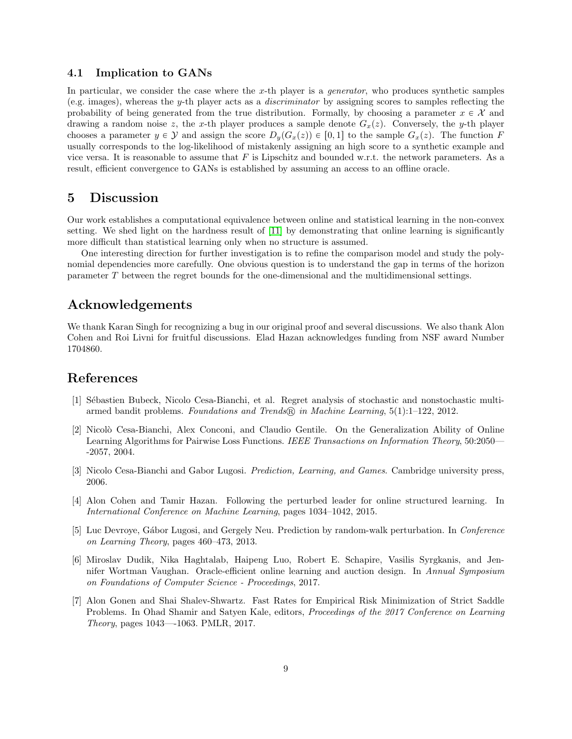### 4.1 Implication to GANs

In particular, we consider the case where the $x$-th player is a *generator*, who produces synthetic samples (e.g. images), whereas the $y$-th player acts as a *discriminator* by assigning scores to samples reflecting the probability of being generated from the true distribution. Formally, by choosing a parameter $x \in \mathcal{X}$ and drawing a random noise $z$, the $x$-th player produces a sample denote $G_x(z)$. Conversely, the $y$-th player chooses a parameter $y \in \mathcal{Y}$ and assign the score $D_y(G_x(z)) \in [0, 1]$ to the sample $G_x(z)$. The function $F$ usually corresponds to the log-likelihood of mistakenly assigning an high score to a synthetic example and vice versa. It is reasonable to assume that $F$ is Lipschitz and bounded w.r.t. the network parameters. As a result, efficient convergence to GANs is established by assuming an access to an offline oracle.

## 5 Discussion

Our work establishes a computational equivalence between online and statistical learning in the non-convex setting. We shed light on the hardness result of [11] by demonstrating that online learning is significantly more difficult than statistical learning only when no structure is assumed.

One interesting direction for further investigation is to refine the comparison model and study the polynomial dependencies more carefully. One obvious question is to understand the gap in terms of the horizon parameter $T$ between the regret bounds for the one-dimensional and the multidimensional settings.

## Acknowledgements

We thank Karan Singh for recognizing a bug in our original proof and several discussions. We also thank Alon Cohen and Roi Livni for fruitful discussions. Elad Hazan acknowledges funding from NSF award Number 1704860.

## References

[1] Sébastien Bubeck, Nicolo Cesa-Bianchi, et al. Regret analysis of stochastic and nonstochastic multi-armed bandit problems. *Foundations and Trends® in Machine Learning*, 5(1):1–122, 2012.

[2] Nicolò Cesa-Bianchi, Alex Conconi, and Claudio Gentile. On the Generalization Ability of Online Learning Algorithms for Pairwise Loss Functions. *IEEE Transactions on Information Theory*, 50:2050—-2057, 2004.

[3] Nicolo Cesa-Bianchi and Gabor Lugosi. *Prediction, Learning, and Games*. Cambridge university press, 2006.

[4] Alon Cohen and Tamir Hazan. Following the perturbed leader for online structured learning. In *International Conference on Machine Learning*, pages 1034–1042, 2015.

[5] Luc Devroye, Gábor Lugosi, and Gergely Neu. Prediction by random-walk perturbation. In *Conference on Learning Theory*, pages 460–473, 2013.

[6] Miroslav Dudik, Nika Haghtalab, Haipeng Luo, Robert E. Schapire, Vasilis Syrgkanis, and Jennifer Wortman Vaughan. Oracle-efficient online learning and auction design. In *Annual Symposium on Foundations of Computer Science - Proceedings*, 2017.

[7] Alon Gonen and Shai Shalev-Shwartz. Fast Rates for Empirical Risk Minimization of Strict Saddle Problems. In Ohad Shamir and Satyen Kale, editors, *Proceedings of the 2017 Conference on Learning Theory*, pages 1043—-1063. PMLR, 2017.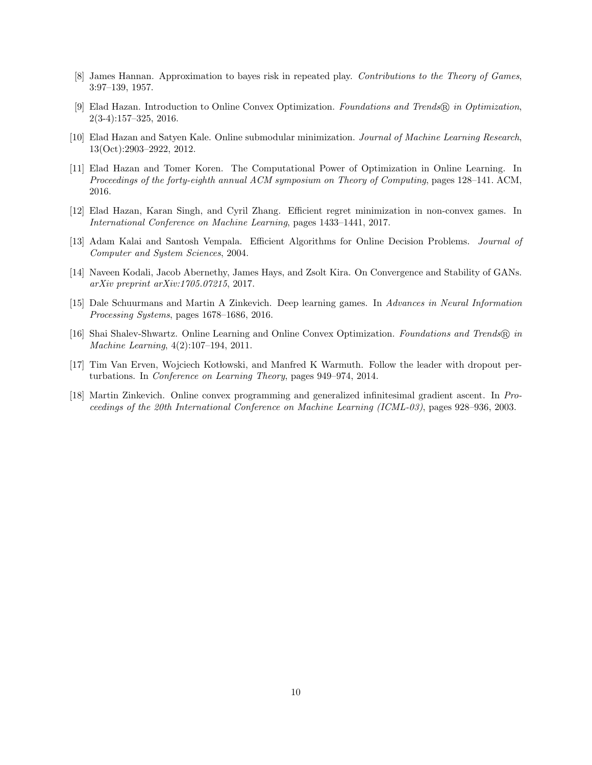[8] James Hannan. Approximation to bayes risk in repeated play. *Contributions to the Theory of Games*, 3:97–139, 1957.

[9] Elad Hazan. Introduction to Online Convex Optimization. *Foundations and Trends® in Optimization*, 2(3-4):157–325, 2016.

[10] Elad Hazan and Satyen Kale. Online submodular minimization. *Journal of Machine Learning Research*, 13(Oct):2903–2922, 2012.

[11] Elad Hazan and Tomer Koren. The Computational Power of Optimization in Online Learning. In *Proceedings of the forty-eighth annual ACM symposium on Theory of Computing*, pages 128–141. ACM, 2016.

[12] Elad Hazan, Karan Singh, and Cyril Zhang. Efficient regret minimization in non-convex games. In *International Conference on Machine Learning*, pages 1433–1441, 2017.

[13] Adam Kalai and Santosh Vempala. Efficient Algorithms for Online Decision Problems. *Journal of Computer and System Sciences*, 2004.

[14] Naveen Kodali, Jacob Abernethy, James Hays, and Zsolt Kira. On Convergence and Stability of GANs. *arXiv preprint arXiv:1705.07215*, 2017.

[15] Dale Schuurmans and Martin A Zinkevich. Deep learning games. In *Advances in Neural Information Processing Systems*, pages 1678–1686, 2016.

[16] Shai Shalev-Shwartz. Online Learning and Online Convex Optimization. *Foundations and Trends® in Machine Learning*, 4(2):107–194, 2011.

[17] Tim Van Erven, Wojciech Kotłowski, and Manfred K Warmuth. Follow the leader with dropout perturbations. In *Conference on Learning Theory*, pages 949–974, 2014.

[18] Martin Zinkevich. Online convex programming and generalized infinitesimal gradient ascent. In *Proceedings of the 20th International Conference on Machine Learning (ICML-03)*, pages 928–936, 2003.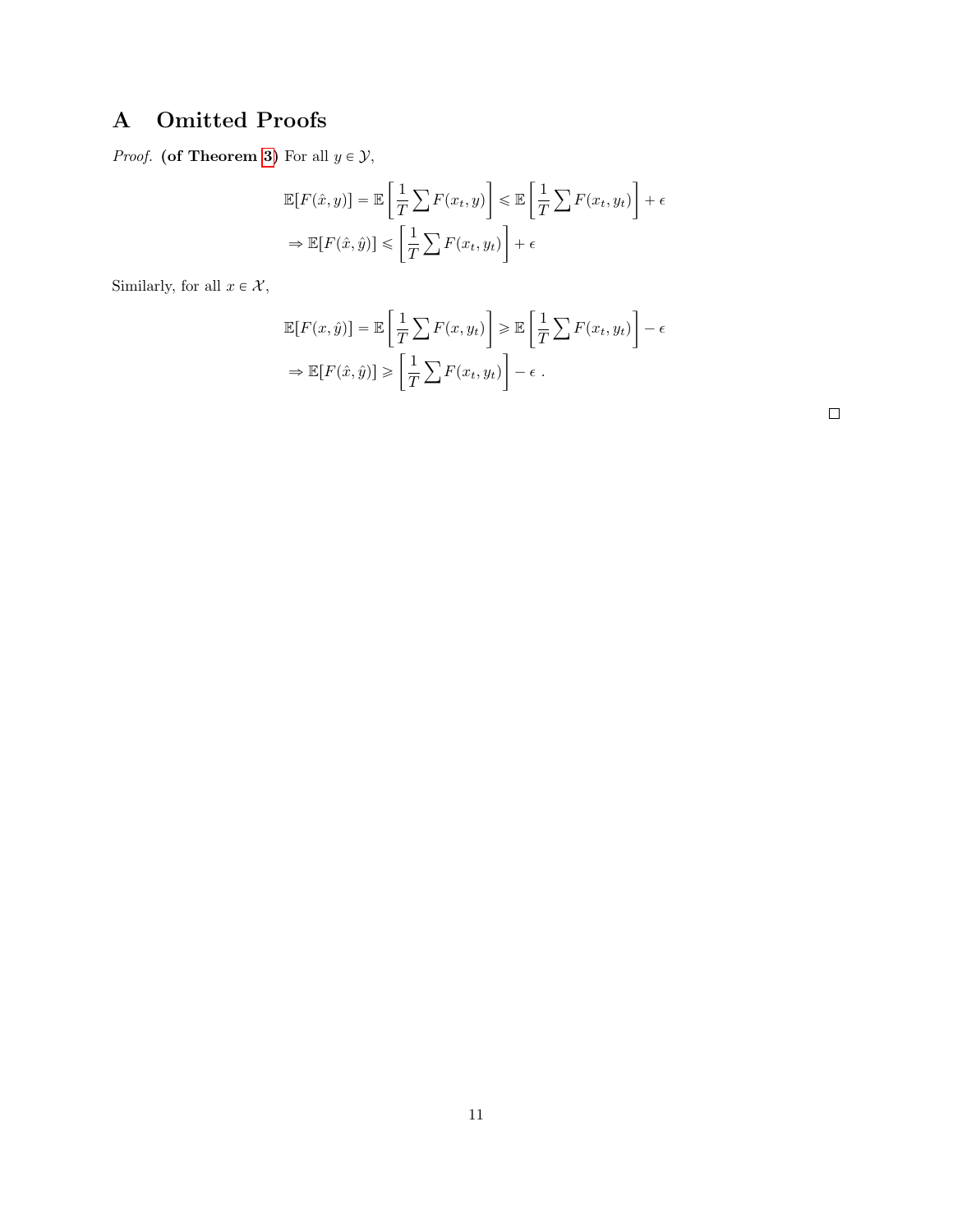# A Omitted Proofs

*Proof.* **(of Theorem 3)** For all $y \in \mathcal{Y}$,

$$
\begin{aligned}
\mathbb{E}[F(\hat{x}, y)] &= \mathbb{E}\left[\frac{1}{T}\sum F(x_t, y)\right] \leqslant \mathbb{E}\left[\frac{1}{T}\sum F(x_t, y_t)\right] + \epsilon \\
\Rightarrow \mathbb{E}[F(\hat{x}, \hat{y})] &\leqslant \left[\frac{1}{T}\sum F(x_t, y_t)\right] + \epsilon
\end{aligned}
$$

Similarly, for all $x \in \mathcal{X}$,

$$
\begin{aligned}
\mathbb{E}[F(x, \hat{y})] &= \mathbb{E}\left[\frac{1}{T}\sum F(x, y_t)\right] \geqslant \mathbb{E}\left[\frac{1}{T}\sum F(x_t, y_t)\right] - \epsilon \\
\Rightarrow \mathbb{E}[F(\hat{x}, \hat{y})] &\geqslant \left[\frac{1}{T}\sum F(x_t, y_t)\right] - \epsilon \ .
\end{aligned}
$$

□